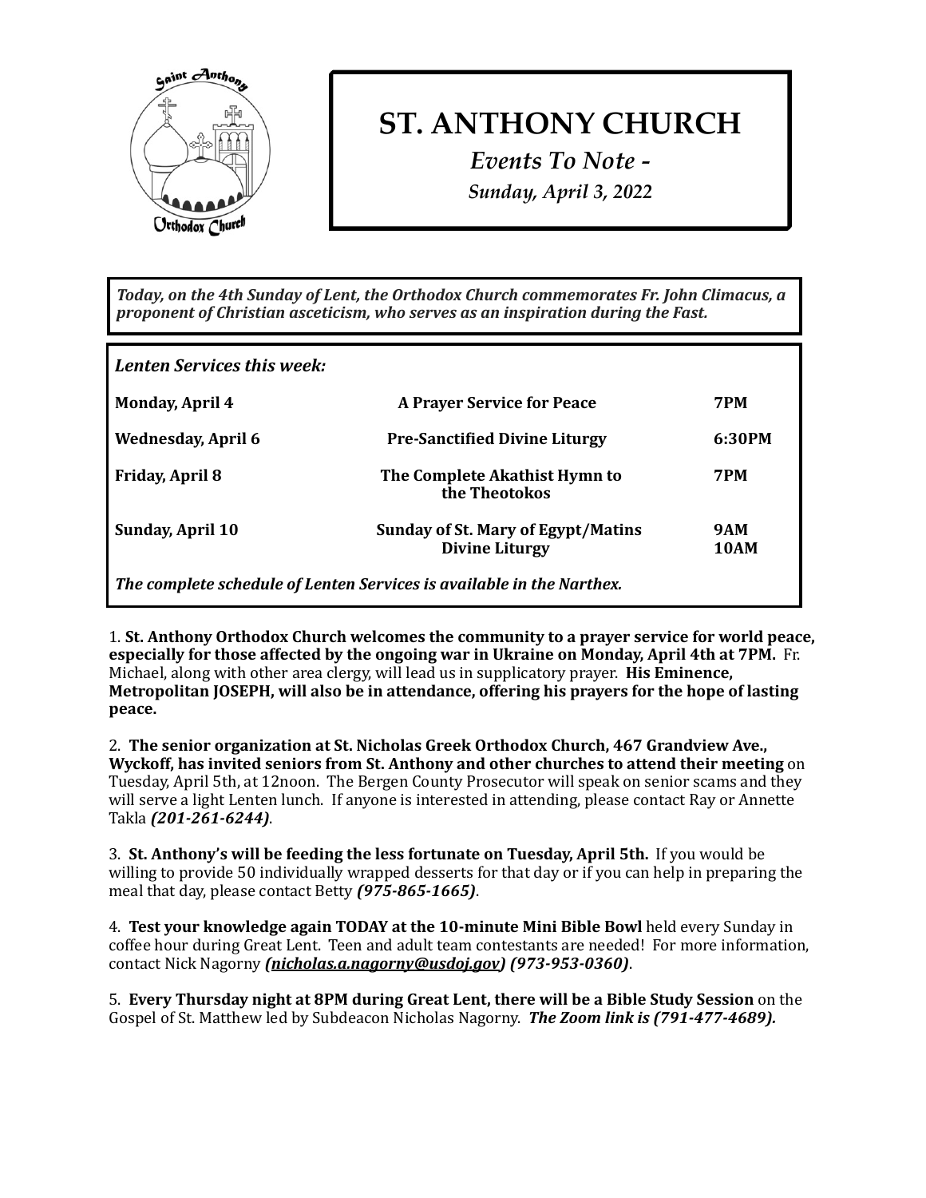# ST. ANTHONY CHURCH

*Events To Note -*

*Sunday, April 3, 2022*

***Today, on the 4th Sunday of Lent, the Orthodox Church commemorates Fr. John Climacus, a proponent of Christian asceticism, who serves as an inspiration during the Fast.***

***Lenten Services this week:***

| | | |
|---|---|---|
| **Monday, April 4** | **A Prayer Service for Peace** | **7PM** |
| **Wednesday, April 6** | **Pre-Sanctified Divine Liturgy** | **6:30PM** |
| **Friday, April 8** | **The Complete Akathist Hymn to the Theotokos** | **7PM** |
| **Sunday, April 10** | **Sunday of St. Mary of Egypt/Matins**<br>**Divine Liturgy** | **9AM**<br>**10AM** |

***The complete schedule of Lenten Services is available in the Narthex.***

1. **St. Anthony Orthodox Church welcomes the community to a prayer service for world peace, especially for those affected by the ongoing war in Ukraine on Monday, April 4th at 7PM.** Fr. Michael, along with other area clergy, will lead us in supplicatory prayer. **His Eminence, Metropolitan JOSEPH, will also be in attendance, offering his prayers for the hope of lasting peace.**

2. **The senior organization at St. Nicholas Greek Orthodox Church, 467 Grandview Ave., Wyckoff, has invited seniors from St. Anthony and other churches to attend their meeting** on Tuesday, April 5th, at 12noon. The Bergen County Prosecutor will speak on senior scams and they will serve a light Lenten lunch. If anyone is interested in attending, please contact Ray or Annette Takla ***(201-261-6244)***.

3. **St. Anthony's will be feeding the less fortunate on Tuesday, April 5th.** If you would be willing to provide 50 individually wrapped desserts for that day or if you can help in preparing the meal that day, please contact Betty ***(975-865-1665)***.

4. **Test your knowledge again TODAY at the 10-minute Mini Bible Bowl** held every Sunday in coffee hour during Great Lent. Teen and adult team contestants are needed! For more information, contact Nick Nagorny ***(nicholas.a.nagorny@usdoj.gov) (973-953-0360)***.

5. **Every Thursday night at 8PM during Great Lent, there will be a Bible Study Session** on the Gospel of St. Matthew led by Subdeacon Nicholas Nagorny. ***The Zoom link is (791-477-4689).***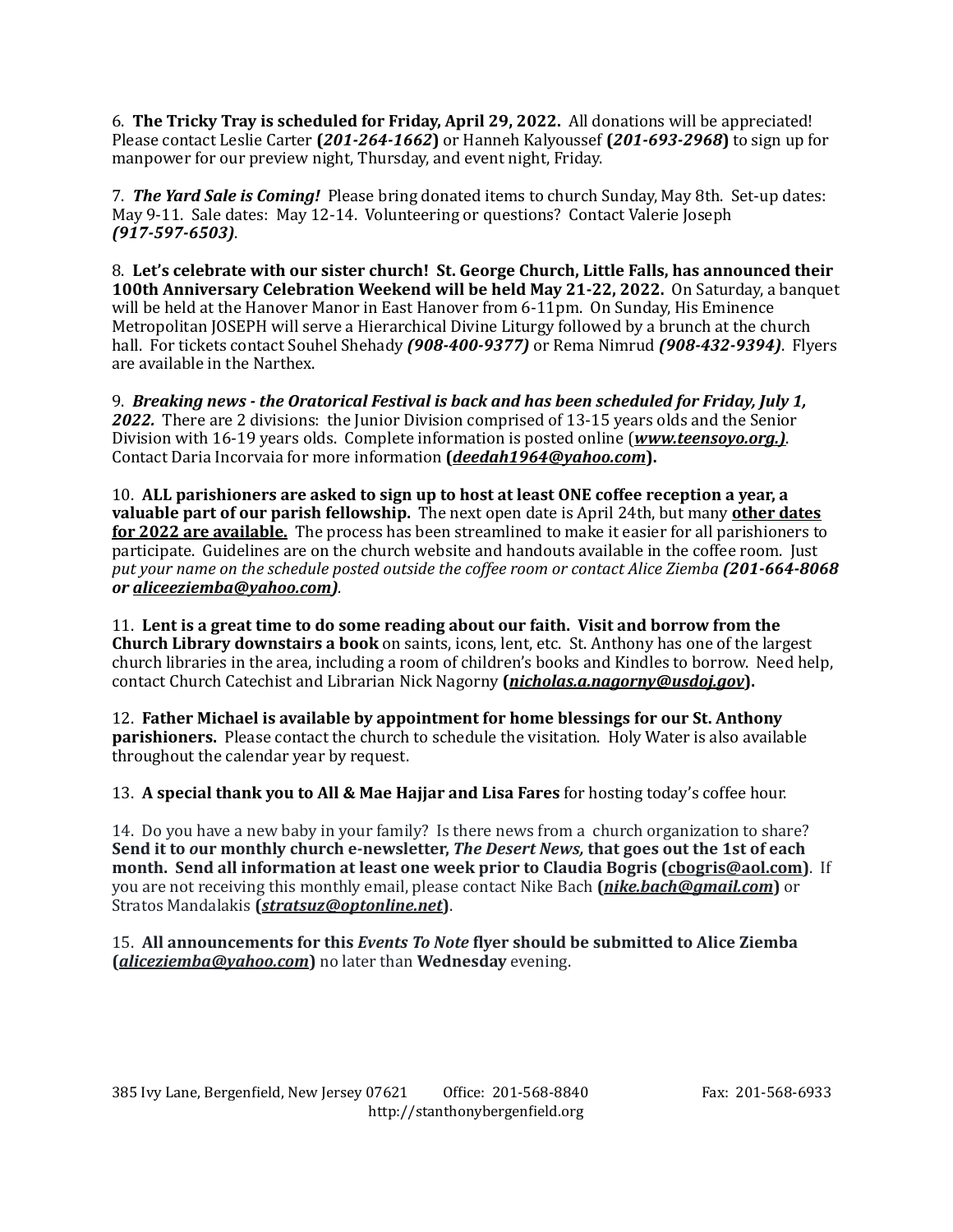6. **The Tricky Tray is scheduled for Friday, April 29, 2022.** All donations will be appreciated! Please contact Leslie Carter **(*201-264-1662*)** or Hanneh Kalyoussef **(*201-693-2968*)** to sign up for manpower for our preview night, Thursday, and event night, Friday.

7. ***The Yard Sale is Coming!*** Please bring donated items to church Sunday, May 8th. Set-up dates: May 9-11. Sale dates: May 12-14. Volunteering or questions? Contact Valerie Joseph ***(917-597-6503)***.

8. **Let's celebrate with our sister church! St. George Church, Little Falls, has announced their 100th Anniversary Celebration Weekend will be held May 21-22, 2022.** On Saturday, a banquet will be held at the Hanover Manor in East Hanover from 6-11pm. On Sunday, His Eminence Metropolitan JOSEPH will serve a Hierarchical Divine Liturgy followed by a brunch at the church hall. For tickets contact Souhel Shehady ***(908-400-9377)*** or Rema Nimrud ***(908-432-9394)***. Flyers are available in the Narthex.

9. ***Breaking news - the Oratorical Festival is back and has been scheduled for Friday, July 1, 2022.*** There are 2 divisions: the Junior Division comprised of 13-15 years olds and the Senior Division with 16-19 years olds. Complete information is posted online (***www.teensoyo.org.)***. Contact Daria Incorvaia for more information **(*deedah1964@yahoo.com*).**

10. **ALL parishioners are asked to sign up to host at least ONE coffee reception a year, a valuable part of our parish fellowship.** The next open date is April 24th, but many **other dates for 2022 are available.** The process has been streamlined to make it easier for all parishioners to participate. Guidelines are on the church website and handouts available in the coffee room. Just *put your name on the schedule posted outside the coffee room or contact Alice Ziemba **(201-664-8068 or aliceeziemba@yahoo.com)***.

11. **Lent is a great time to do some reading about our faith. Visit and borrow from the Church Library downstairs a book** on saints, icons, lent, etc. St. Anthony has one of the largest church libraries in the area, including a room of children's books and Kindles to borrow. Need help, contact Church Catechist and Librarian Nick Nagorny **(*nicholas.a.nagorny@usdoj.gov*).**

12. **Father Michael is available by appointment for home blessings for our St. Anthony parishioners.** Please contact the church to schedule the visitation. Holy Water is also available throughout the calendar year by request.

13. **A special thank you to All & Mae Hajjar and Lisa Fares** for hosting today's coffee hour.

14. Do you have a new baby in your family? Is there news from a church organization to share? **Send it to our monthly church e-newsletter, *The Desert News,* that goes out the 1st of each month. Send all information at least one week prior to Claudia Bogris (cbogris@aol.com)**. If you are not receiving this monthly email, please contact Nike Bach **(*nike.bach@gmail.com*)** or Stratos Mandalakis **(*stratsuz@optonline.net*)**.

15. **All announcements for this *Events To Note* flyer should be submitted to Alice Ziemba (*aliceziemba@yahoo.com*)** no later than **Wednesday** evening.

385 Ivy Lane, Bergenfield, New Jersey 07621 Office: 201-568-8840 Fax: 201-568-6933
http://stanthonybergenfield.org